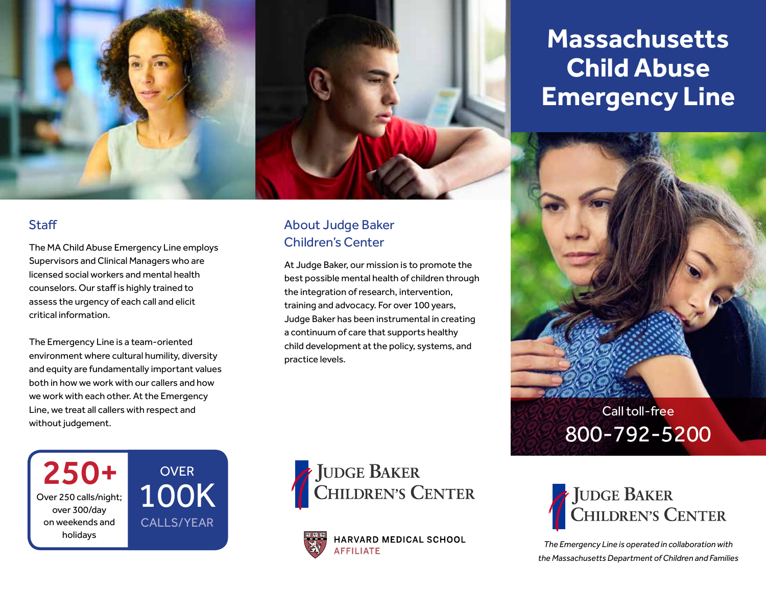# Massachusetts Child Abuse Emergency Line

Call toll-free

800-792-5200

JUDGE BAKER CHILDREN'S CENTER

*The Emergency Line is operated in collaboration with the Massachusetts Department of Children and Families*

## Staff

The MA Child Abuse Emergency Line employs Supervisors and Clinical Managers who are licensed social workers and mental health counselors. Our staff is highly trained to assess the urgency of each call and elicit critical information.

The Emergency Line is a team-oriented environment where cultural humility, diversity and equity are fundamentally important values both in how we work with our callers and how we work with each other. At the Emergency Line, we treat all callers with respect and without judgement.

**250+**

Over 250 calls/night; over 300/day on weekends and holidays

OVER **100K** CALLS/YEAR

## About Judge Baker Children's Center

At Judge Baker, our mission is to promote the best possible mental health of children through the integration of research, intervention, training and advocacy. For over 100 years, Judge Baker has been instrumental in creating a continuum of care that supports healthy child development at the policy, systems, and practice levels.

JUDGE BAKER CHILDREN'S CENTER

HARVARD MEDICAL SCHOOL AFFILIATE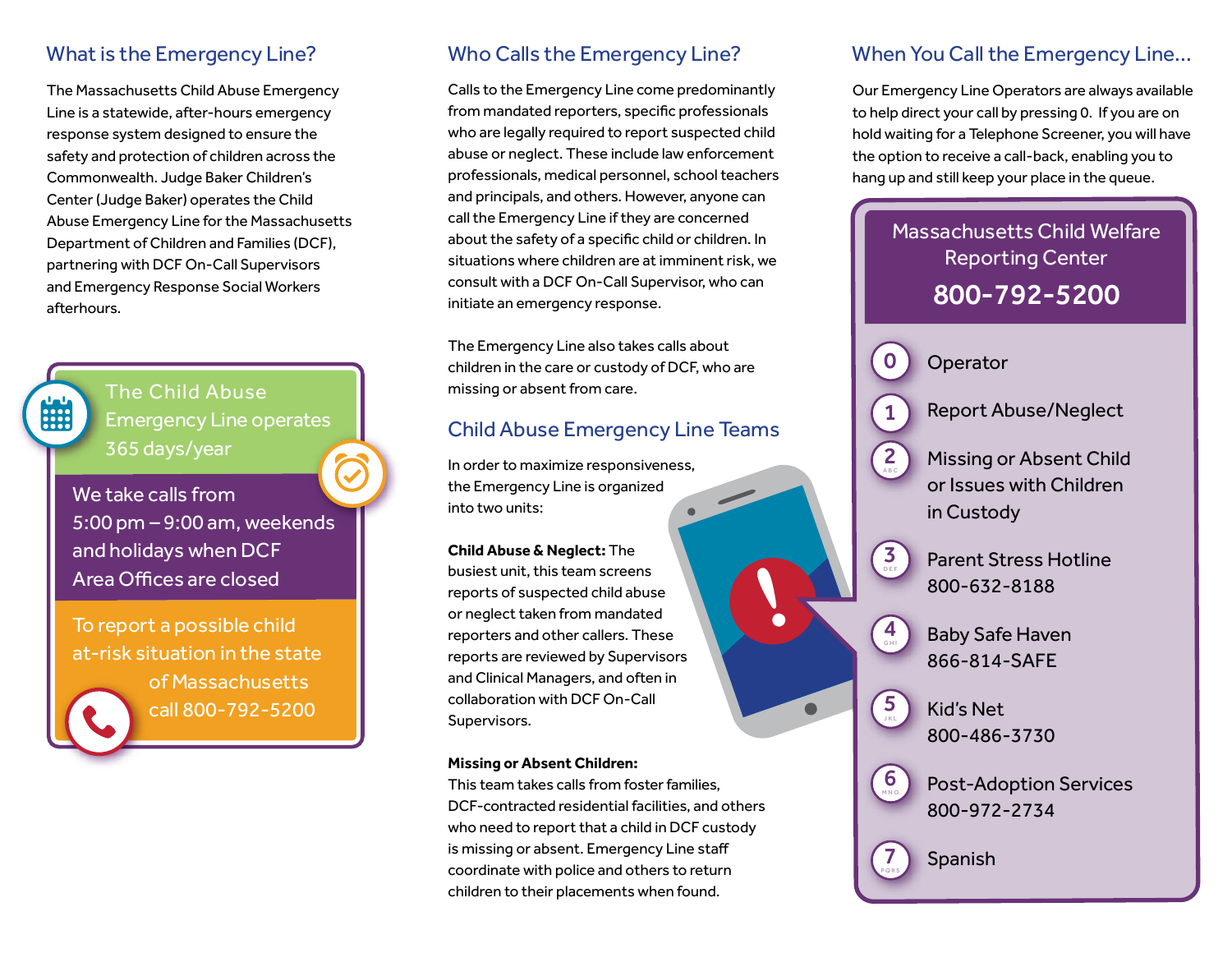## What is the Emergency Line?

The Massachusetts Child Abuse Emergency Line is a statewide, after-hours emergency response system designed to ensure the safety and protection of children across the Commonwealth. Judge Baker Children's Center (Judge Baker) operates the Child Abuse Emergency Line for the Massachusetts Department of Children and Families (DCF), partnering with DCF On-Call Supervisors and Emergency Response Social Workers afterhours.

The Child Abuse Emergency Line operates 365 days/year

We take calls from 5:00 pm – 9:00 am, weekends and holidays when DCF Area Offices are closed

To report a possible child at-risk situation in the state of Massachusetts call 800-792-5200

## Who Calls the Emergency Line?

Calls to the Emergency Line come predominantly from mandated reporters, specific professionals who are legally required to report suspected child abuse or neglect. These include law enforcement professionals, medical personnel, school teachers and principals, and others. However, anyone can call the Emergency Line if they are concerned about the safety of a specific child or children. In situations where children are at imminent risk, we consult with a DCF On-Call Supervisor, who can initiate an emergency response.

The Emergency Line also takes calls about children in the care or custody of DCF, who are missing or absent from care.

## Child Abuse Emergency Line Teams

In order to maximize responsiveness, the Emergency Line is organized into two units:

**Child Abuse & Neglect:** The busiest unit, this team screens reports of suspected child abuse or neglect taken from mandated reporters and other callers. These reports are reviewed by Supervisors and Clinical Managers, and often in collaboration with DCF On-Call Supervisors.

**Missing or Absent Children:**
This team takes calls from foster families, DCF-contracted residential facilities, and others who need to report that a child in DCF custody is missing or absent. Emergency Line staff coordinate with police and others to return children to their placements when found.

## When You Call the Emergency Line...

Our Emergency Line Operators are always available to help direct your call by pressing 0. If you are on hold waiting for a Telephone Screener, you will have the option to receive a call-back, enabling you to hang up and still keep your place in the queue.

**Massachusetts Child Welfare Reporting Center**
**800-792-5200**

- **0** Operator
- **1** Report Abuse/Neglect
- **2** Missing or Absent Child or Issues with Children in Custody
- **3** Parent Stress Hotline 800-632-8188
- **4** Baby Safe Haven 866-814-SAFE
- **5** Kid's Net 800-486-3730
- **6** Post-Adoption Services 800-972-2734
- **7** Spanish